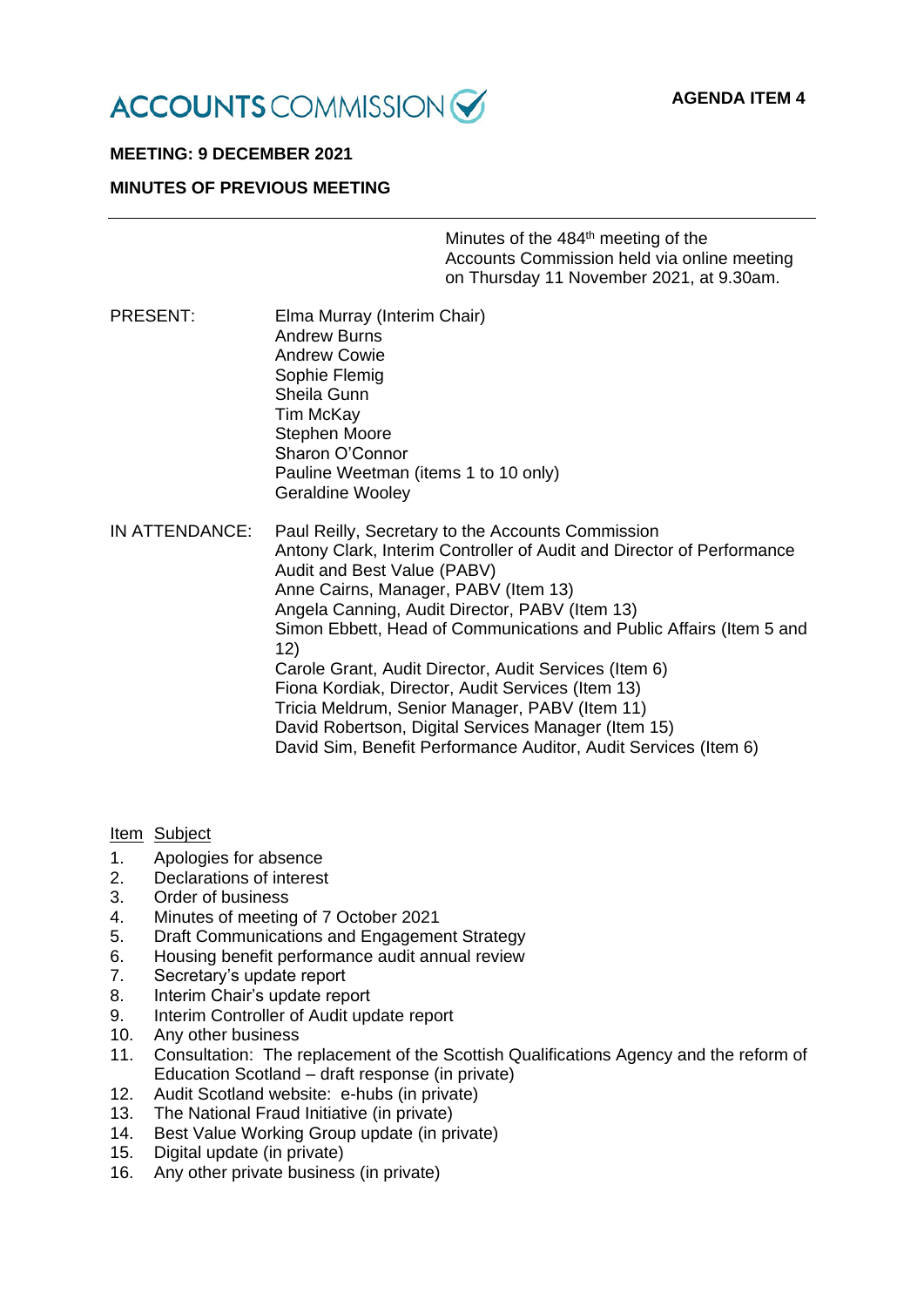ACCOUNTS COMMISSION

**AGENDA ITEM 4**

**MEETING: 9 DECEMBER 2021**

**MINUTES OF PREVIOUS MEETING**

---

Minutes of the 484th meeting of the Accounts Commission held via online meeting on Thursday 11 November 2021, at 9.30am.

PRESENT:
Elma Murray (Interim Chair)
Andrew Burns
Andrew Cowie
Sophie Flemig
Sheila Gunn
Tim McKay
Stephen Moore
Sharon O'Connor
Pauline Weetman (items 1 to 10 only)
Geraldine Wooley

IN ATTENDANCE:
Paul Reilly, Secretary to the Accounts Commission
Antony Clark, Interim Controller of Audit and Director of Performance Audit and Best Value (PABV)
Anne Cairns, Manager, PABV (Item 13)
Angela Canning, Audit Director, PABV (Item 13)
Simon Ebbett, Head of Communications and Public Affairs (Item 5 and 12)
Carole Grant, Audit Director, Audit Services (Item 6)
Fiona Kordiak, Director, Audit Services (Item 13)
Tricia Meldrum, Senior Manager, PABV (Item 11)
David Robertson, Digital Services Manager (Item 15)
David Sim, Benefit Performance Auditor, Audit Services (Item 6)

| Item | Subject |
|---|---|
| 1. | Apologies for absence |
| 2. | Declarations of interest |
| 3. | Order of business |
| 4. | Minutes of meeting of 7 October 2021 |
| 5. | Draft Communications and Engagement Strategy |
| 6. | Housing benefit performance audit annual review |
| 7. | Secretary's update report |
| 8. | Interim Chair's update report |
| 9. | Interim Controller of Audit update report |
| 10. | Any other business |
| 11. | Consultation: The replacement of the Scottish Qualifications Agency and the reform of Education Scotland – draft response (in private) |
| 12. | Audit Scotland website: e-hubs (in private) |
| 13. | The National Fraud Initiative (in private) |
| 14. | Best Value Working Group update (in private) |
| 15. | Digital update (in private) |
| 16. | Any other private business (in private) |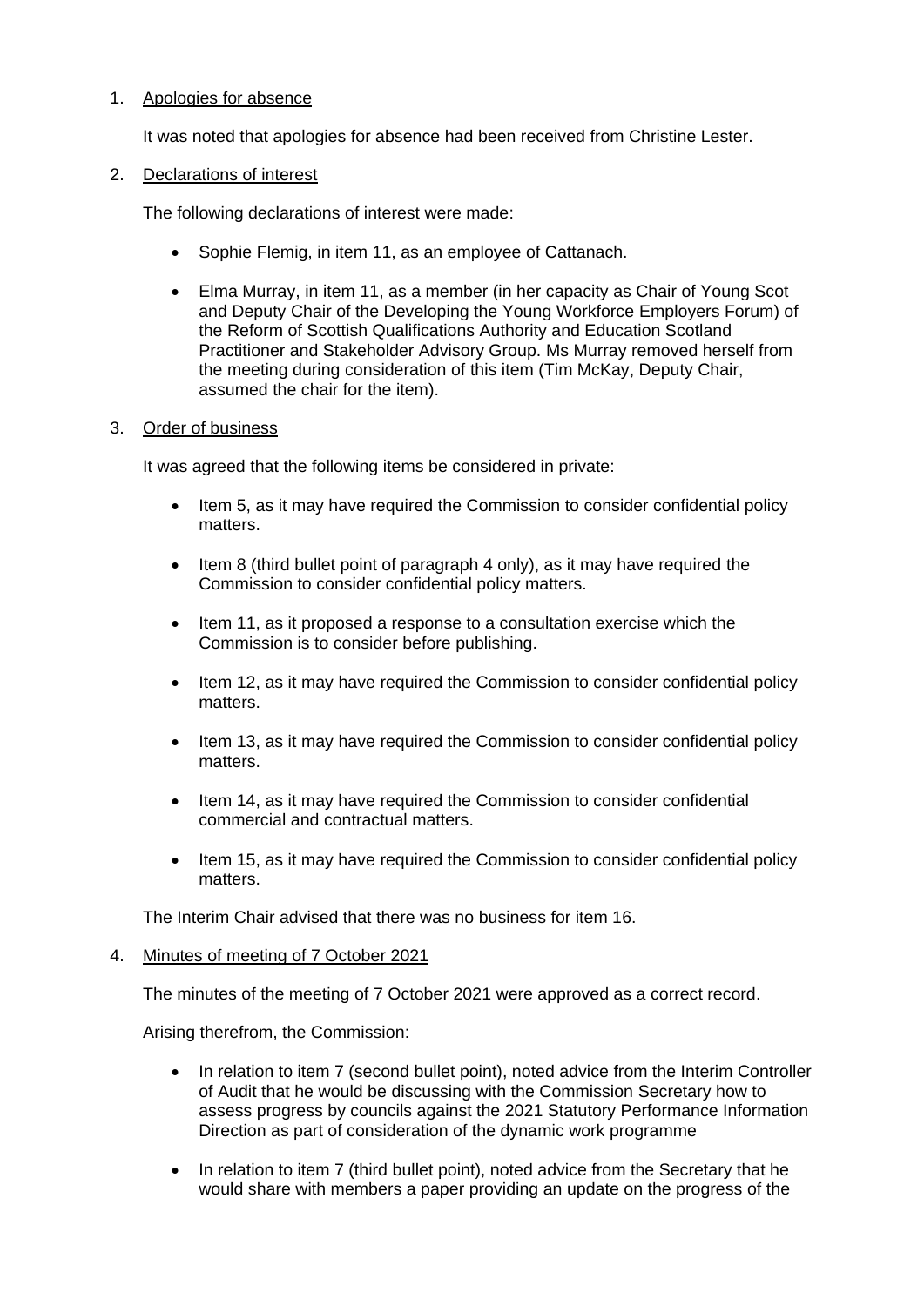1. Apologies for absence

   It was noted that apologies for absence had been received from Christine Lester.

2. Declarations of interest

   The following declarations of interest were made:

   - Sophie Flemig, in item 11, as an employee of Cattanach.

   - Elma Murray, in item 11, as a member (in her capacity as Chair of Young Scot and Deputy Chair of the Developing the Young Workforce Employers Forum) of the Reform of Scottish Qualifications Authority and Education Scotland Practitioner and Stakeholder Advisory Group. Ms Murray removed herself from the meeting during consideration of this item (Tim McKay, Deputy Chair, assumed the chair for the item).

3. Order of business

   It was agreed that the following items be considered in private:

   - Item 5, as it may have required the Commission to consider confidential policy matters.

   - Item 8 (third bullet point of paragraph 4 only), as it may have required the Commission to consider confidential policy matters.

   - Item 11, as it proposed a response to a consultation exercise which the Commission is to consider before publishing.

   - Item 12, as it may have required the Commission to consider confidential policy matters.

   - Item 13, as it may have required the Commission to consider confidential policy matters.

   - Item 14, as it may have required the Commission to consider confidential commercial and contractual matters.

   - Item 15, as it may have required the Commission to consider confidential policy matters.

   The Interim Chair advised that there was no business for item 16.

4. Minutes of meeting of 7 October 2021

   The minutes of the meeting of 7 October 2021 were approved as a correct record.

   Arising therefrom, the Commission:

   - In relation to item 7 (second bullet point), noted advice from the Interim Controller of Audit that he would be discussing with the Commission Secretary how to assess progress by councils against the 2021 Statutory Performance Information Direction as part of consideration of the dynamic work programme

   - In relation to item 7 (third bullet point), noted advice from the Secretary that he would share with members a paper providing an update on the progress of the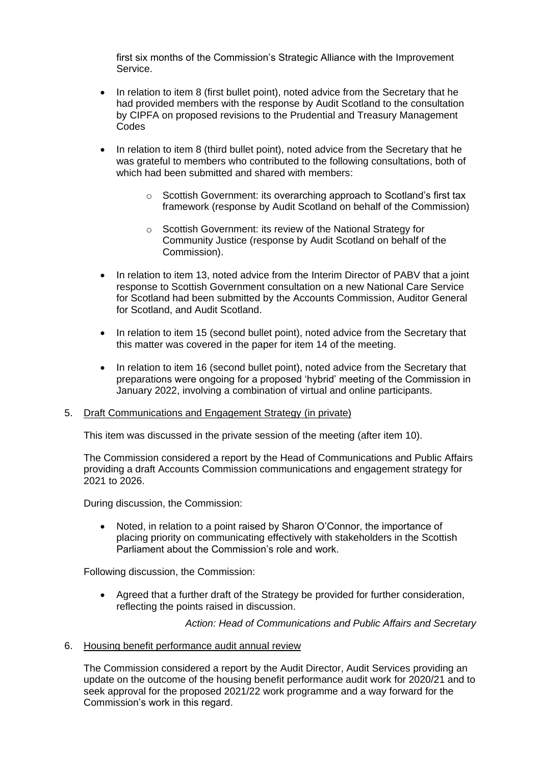first six months of the Commission's Strategic Alliance with the Improvement Service.

- In relation to item 8 (first bullet point), noted advice from the Secretary that he had provided members with the response by Audit Scotland to the consultation by CIPFA on proposed revisions to the Prudential and Treasury Management Codes

- In relation to item 8 (third bullet point), noted advice from the Secretary that he was grateful to members who contributed to the following consultations, both of which had been submitted and shared with members:

    - Scottish Government: its overarching approach to Scotland's first tax framework (response by Audit Scotland on behalf of the Commission)

    - Scottish Government: its review of the National Strategy for Community Justice (response by Audit Scotland on behalf of the Commission).

- In relation to item 13, noted advice from the Interim Director of PABV that a joint response to Scottish Government consultation on a new National Care Service for Scotland had been submitted by the Accounts Commission, Auditor General for Scotland, and Audit Scotland.

- In relation to item 15 (second bullet point), noted advice from the Secretary that this matter was covered in the paper for item 14 of the meeting.

- In relation to item 16 (second bullet point), noted advice from the Secretary that preparations were ongoing for a proposed 'hybrid' meeting of the Commission in January 2022, involving a combination of virtual and online participants.

5. Draft Communications and Engagement Strategy (in private)

This item was discussed in the private session of the meeting (after item 10).

The Commission considered a report by the Head of Communications and Public Affairs providing a draft Accounts Commission communications and engagement strategy for 2021 to 2026.

During discussion, the Commission:

- Noted, in relation to a point raised by Sharon O'Connor, the importance of placing priority on communicating effectively with stakeholders in the Scottish Parliament about the Commission's role and work.

Following discussion, the Commission:

- Agreed that a further draft of the Strategy be provided for further consideration, reflecting the points raised in discussion.

*Action: Head of Communications and Public Affairs and Secretary*

6. Housing benefit performance audit annual review

The Commission considered a report by the Audit Director, Audit Services providing an update on the outcome of the housing benefit performance audit work for 2020/21 and to seek approval for the proposed 2021/22 work programme and a way forward for the Commission's work in this regard.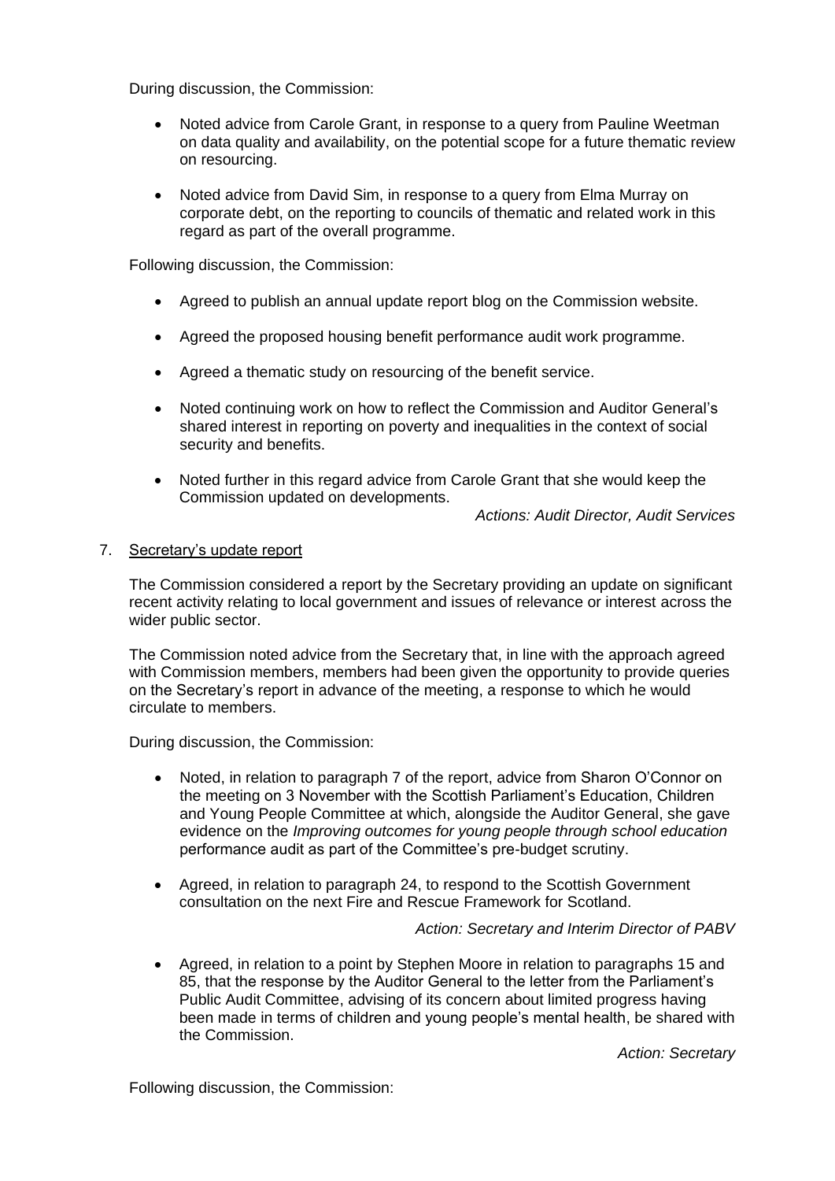During discussion, the Commission:

- Noted advice from Carole Grant, in response to a query from Pauline Weetman on data quality and availability, on the potential scope for a future thematic review on resourcing.
- Noted advice from David Sim, in response to a query from Elma Murray on corporate debt, on the reporting to councils of thematic and related work in this regard as part of the overall programme.

Following discussion, the Commission:

- Agreed to publish an annual update report blog on the Commission website.
- Agreed the proposed housing benefit performance audit work programme.
- Agreed a thematic study on resourcing of the benefit service.
- Noted continuing work on how to reflect the Commission and Auditor General's shared interest in reporting on poverty and inequalities in the context of social security and benefits.
- Noted further in this regard advice from Carole Grant that she would keep the Commission updated on developments.

*Actions: Audit Director, Audit Services*

7. Secretary's update report

The Commission considered a report by the Secretary providing an update on significant recent activity relating to local government and issues of relevance or interest across the wider public sector.

The Commission noted advice from the Secretary that, in line with the approach agreed with Commission members, members had been given the opportunity to provide queries on the Secretary's report in advance of the meeting, a response to which he would circulate to members.

During discussion, the Commission:

- Noted, in relation to paragraph 7 of the report, advice from Sharon O'Connor on the meeting on 3 November with the Scottish Parliament's Education, Children and Young People Committee at which, alongside the Auditor General, she gave evidence on the *Improving outcomes for young people through school education* performance audit as part of the Committee's pre-budget scrutiny.
- Agreed, in relation to paragraph 24, to respond to the Scottish Government consultation on the next Fire and Rescue Framework for Scotland.

*Action: Secretary and Interim Director of PABV*

- Agreed, in relation to a point by Stephen Moore in relation to paragraphs 15 and 85, that the response by the Auditor General to the letter from the Parliament's Public Audit Committee, advising of its concern about limited progress having been made in terms of children and young people's mental health, be shared with the Commission.

*Action: Secretary*

Following discussion, the Commission: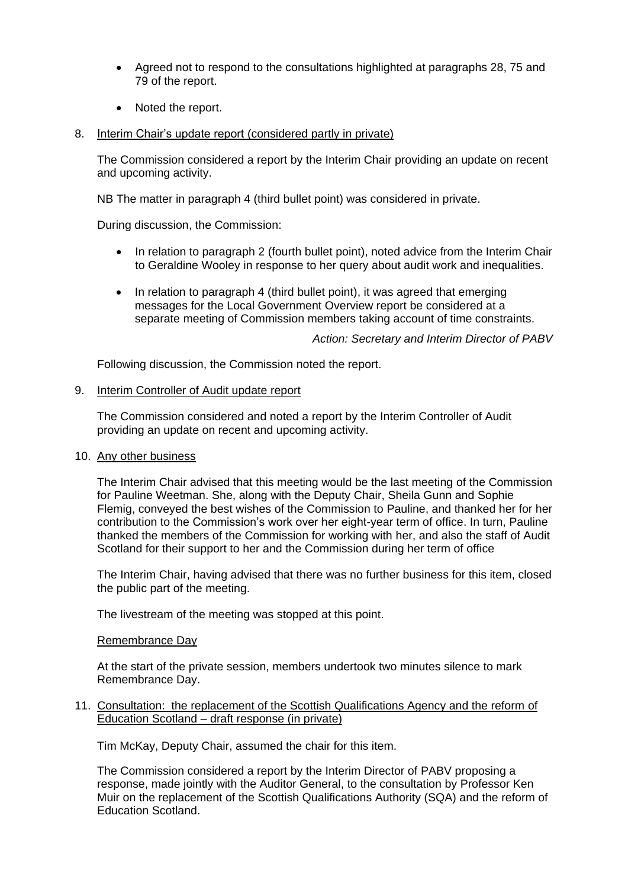- Agreed not to respond to the consultations highlighted at paragraphs 28, 75 and 79 of the report.
- Noted the report.

8. Interim Chair's update report (considered partly in private)

   The Commission considered a report by the Interim Chair providing an update on recent and upcoming activity.

   NB The matter in paragraph 4 (third bullet point) was considered in private.

   During discussion, the Commission:

   - In relation to paragraph 2 (fourth bullet point), noted advice from the Interim Chair to Geraldine Wooley in response to her query about audit work and inequalities.
   - In relation to paragraph 4 (third bullet point), it was agreed that emerging messages for the Local Government Overview report be considered at a separate meeting of Commission members taking account of time constraints.

   *Action: Secretary and Interim Director of PABV*

   Following discussion, the Commission noted the report.

9. Interim Controller of Audit update report

   The Commission considered and noted a report by the Interim Controller of Audit providing an update on recent and upcoming activity.

10. Any other business

    The Interim Chair advised that this meeting would be the last meeting of the Commission for Pauline Weetman. She, along with the Deputy Chair, Sheila Gunn and Sophie Flemig, conveyed the best wishes of the Commission to Pauline, and thanked her for her contribution to the Commission's work over her eight-year term of office. In turn, Pauline thanked the members of the Commission for working with her, and also the staff of Audit Scotland for their support to her and the Commission during her term of office

    The Interim Chair, having advised that there was no further business for this item, closed the public part of the meeting.

    The livestream of the meeting was stopped at this point.

    Remembrance Day

    At the start of the private session, members undertook two minutes silence to mark Remembrance Day.

11. Consultation: the replacement of the Scottish Qualifications Agency and the reform of Education Scotland – draft response (in private)

    Tim McKay, Deputy Chair, assumed the chair for this item.

    The Commission considered a report by the Interim Director of PABV proposing a response, made jointly with the Auditor General, to the consultation by Professor Ken Muir on the replacement of the Scottish Qualifications Authority (SQA) and the reform of Education Scotland.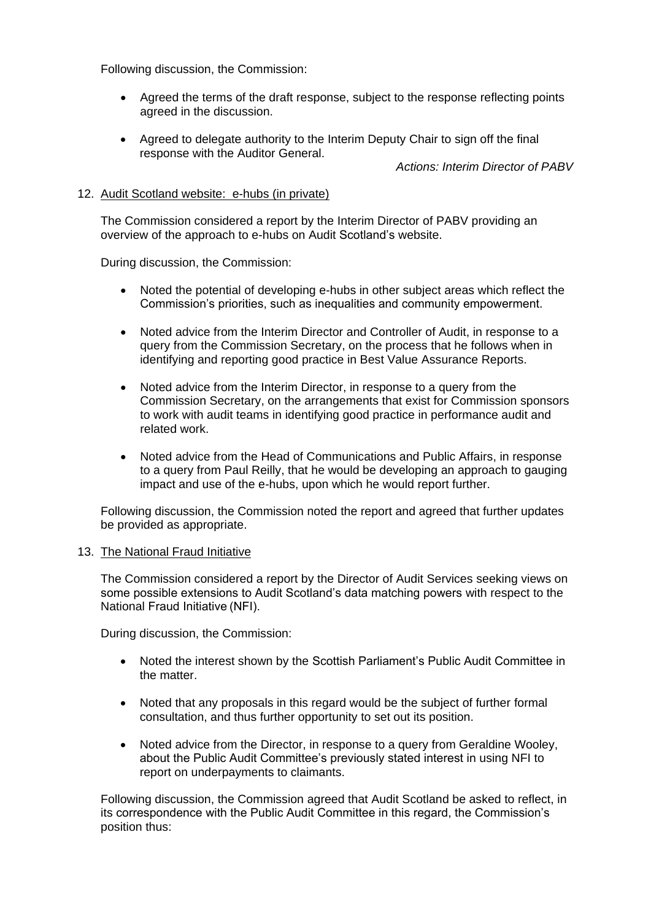Following discussion, the Commission:

- Agreed the terms of the draft response, subject to the response reflecting points agreed in the discussion.
- Agreed to delegate authority to the Interim Deputy Chair to sign off the final response with the Auditor General.

*Actions: Interim Director of PABV*

12. Audit Scotland website: e-hubs (in private)

The Commission considered a report by the Interim Director of PABV providing an overview of the approach to e-hubs on Audit Scotland's website.

During discussion, the Commission:

- Noted the potential of developing e-hubs in other subject areas which reflect the Commission's priorities, such as inequalities and community empowerment.
- Noted advice from the Interim Director and Controller of Audit, in response to a query from the Commission Secretary, on the process that he follows when in identifying and reporting good practice in Best Value Assurance Reports.
- Noted advice from the Interim Director, in response to a query from the Commission Secretary, on the arrangements that exist for Commission sponsors to work with audit teams in identifying good practice in performance audit and related work.
- Noted advice from the Head of Communications and Public Affairs, in response to a query from Paul Reilly, that he would be developing an approach to gauging impact and use of the e-hubs, upon which he would report further.

Following discussion, the Commission noted the report and agreed that further updates be provided as appropriate.

13. The National Fraud Initiative

The Commission considered a report by the Director of Audit Services seeking views on some possible extensions to Audit Scotland's data matching powers with respect to the National Fraud Initiative (NFI).

During discussion, the Commission:

- Noted the interest shown by the Scottish Parliament's Public Audit Committee in the matter.
- Noted that any proposals in this regard would be the subject of further formal consultation, and thus further opportunity to set out its position.
- Noted advice from the Director, in response to a query from Geraldine Wooley, about the Public Audit Committee's previously stated interest in using NFI to report on underpayments to claimants.

Following discussion, the Commission agreed that Audit Scotland be asked to reflect, in its correspondence with the Public Audit Committee in this regard, the Commission's position thus: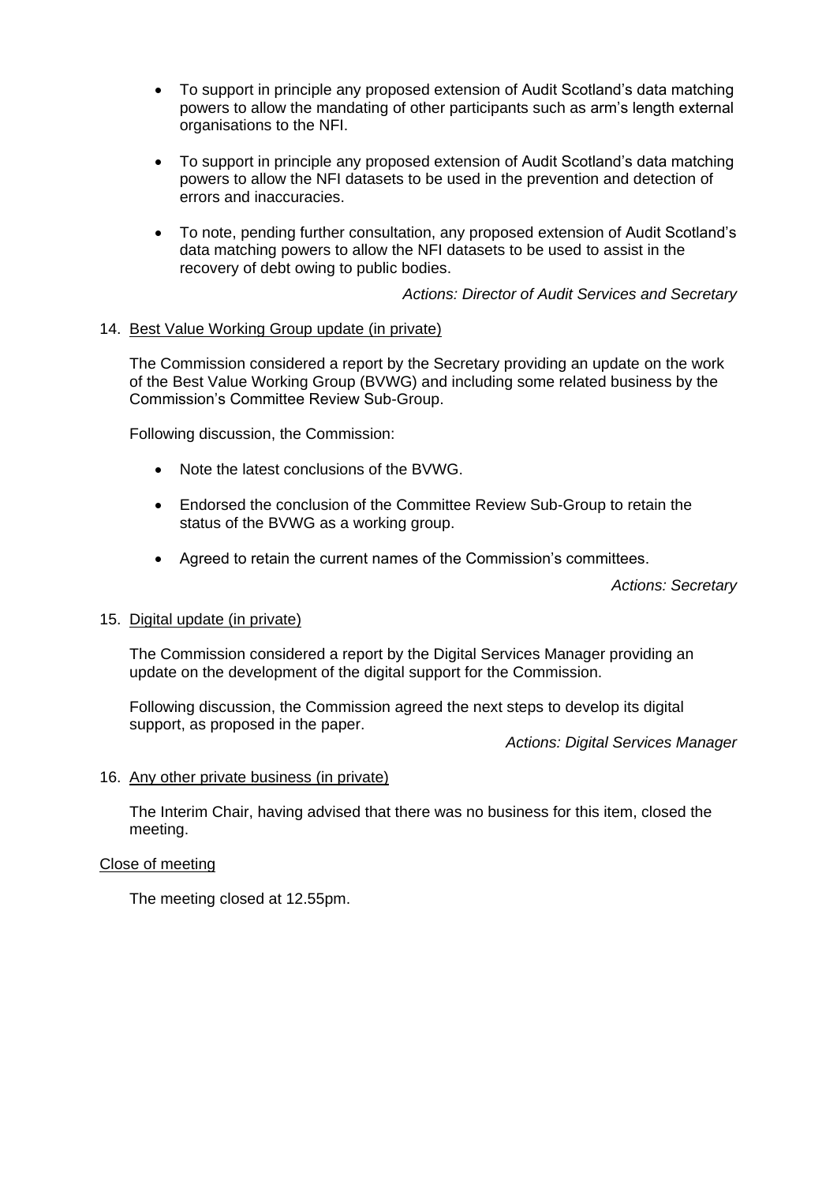- To support in principle any proposed extension of Audit Scotland's data matching powers to allow the mandating of other participants such as arm's length external organisations to the NFI.

- To support in principle any proposed extension of Audit Scotland's data matching powers to allow the NFI datasets to be used in the prevention and detection of errors and inaccuracies.

- To note, pending further consultation, any proposed extension of Audit Scotland's data matching powers to allow the NFI datasets to be used to assist in the recovery of debt owing to public bodies.

*Actions: Director of Audit Services and Secretary*

14. Best Value Working Group update (in private)

The Commission considered a report by the Secretary providing an update on the work of the Best Value Working Group (BVWG) and including some related business by the Commission's Committee Review Sub-Group.

Following discussion, the Commission:

- Note the latest conclusions of the BVWG.

- Endorsed the conclusion of the Committee Review Sub-Group to retain the status of the BVWG as a working group.

- Agreed to retain the current names of the Commission's committees.

*Actions: Secretary*

15. Digital update (in private)

The Commission considered a report by the Digital Services Manager providing an update on the development of the digital support for the Commission.

Following discussion, the Commission agreed the next steps to develop its digital support, as proposed in the paper.

*Actions: Digital Services Manager*

16. Any other private business (in private)

The Interim Chair, having advised that there was no business for this item, closed the meeting.

Close of meeting

The meeting closed at 12.55pm.